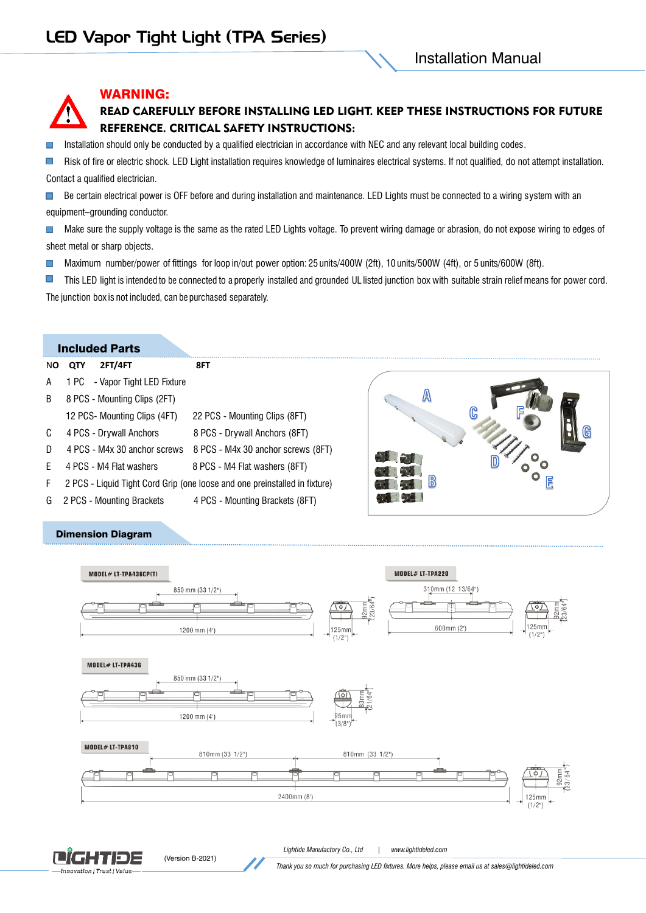# LED Vapor Tight Light (TPA Series)

## Installation Manual

### WARNING:

**READ CAREFULLY BEFORE INSTALLING LED LIGHT. KEEP THESE INSTRUCTIONS FOR FUTURE REFERENCE. CRITICAL SAFETY INSTRUCTIONS:**

- Installation should only be conducted by a qualified electrician in accordance with NEC and any relevant local building codes.
- Risk of fire or electric shock. LED Light installation requires knowledge of luminaires electrical systems. If not qualified, do not attempt installation. Contact a qualified electrician.
- Be certain electrical power is OFF before and during installation and maintenance. LED Lights must be connected to a wiring system with an equipment–grounding conductor.
- Make sure the supply voltage is the same as the rated LED Lights voltage. To prevent wiring damage or abrasion, do not expose wiring to edges of sheet metal or sharp objects.
- Maximum number/power of fittings for loop in/out power option: 25 units/400W (2ft), 10 units/500W (4ft), or 5 units/600W (8ft).
- This LED light is intended to be connected to a properly installed and grounded UL listed junction box with suitable strain relief means for power cord. The junction box is not included, can be purchased separately.

## Included Parts

| NO | QTY 2FT/4FT | 8FT |
|---|---|---|
| A | 1 PC - Vapor Tight LED Fixture | |
| B | 8 PCS - Mounting Clips (2FT) | |
| | 12 PCS- Mounting Clips (4FT) | 22 PCS - Mounting Clips (8FT) |
| C | 4 PCS - Drywall Anchors | 8 PCS - Drywall Anchors (8FT) |
| D | 4 PCS - M4x 30 anchor screws | 8 PCS - M4x 30 anchor screws (8FT) |
| E | 4 PCS - M4 Flat washers | 8 PCS - M4 Flat washers (8FT) |
| F | 2 PCS - Liquid Tight Cord Grip (one loose and one preinstalled in fixture) | |
| G | 2 PCS - Mounting Brackets | 4 PCS - Mounting Brackets (8FT) |

## Dimension Diagram

**MODEL# LT-TPA436CP(T)**: 850 mm (33 1/2") between brackets; 1200 mm (4'); 125mm (1/2"); 92mm (23/64")

**MODEL# LT-TPA220**: 310mm (12 13/64"); 600mm (2'); 125mm (1/2"); 92mm (23/64")

**MODEL# LT-TPA436**: 850 mm (33 1/2"); 1200 mm (4'); 95mm (3/8"); 83mm (21/64")

**MODEL# LT-TPA810**: 810mm (33 1/2"); 810mm (33 1/2"); 2400mm (8'); 125mm (1/2"); 92mm (23/64")

LIGHTIDE — Innovation | Trust | Value (Version B-2021)

*Lightide Manufactory Co., Ltd | www.lightideled.com*

*Thank you so much for purchasing LED fixtures. More helps, please email us at sales@lightideled.com*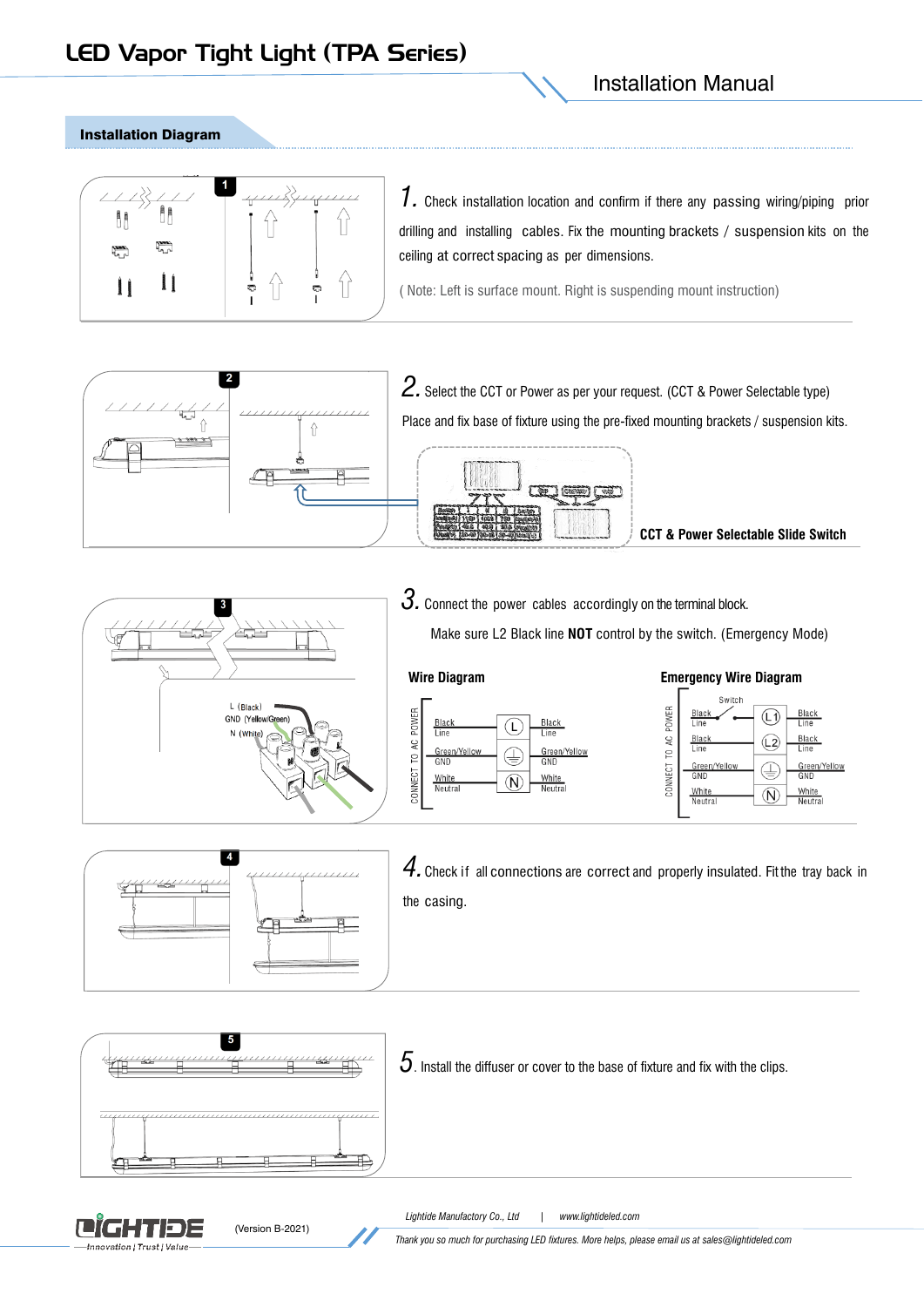# LED Vapor Tight Light (TPA Series)

## Installation Manual

### Installation Diagram

1. Check installation location and confirm if there any passing wiring/piping prior drilling and installing cables. Fix the mounting brackets / suspension kits on the ceiling at correct spacing as per dimensions.

( Note: Left is surface mount. Right is suspending mount instruction)

2. Select the CCT or Power as per your request. (CCT & Power Selectable type)

Place and fix base of fixture using the pre-fixed mounting brackets / suspension kits.

**CCT & Power Selectable Slide Switch**

3. Connect the power cables accordingly on the terminal block.

Make sure L2 Black line **NOT** control by the switch. (Emergency Mode)

L (Black)
GND (Yellow/Green)
N (White)

**Wire Diagram**

CONNECT TO AC POWER

Black Line — L — Black Line
Green/Yellow GND — ⏚ — Green/Yellow GND
White Neutral — N — White Neutral

**Emergency Wire Diagram**

CONNECT TO AC POWER

Switch
Black Line — L1 — Black Line
Black Line — L2 — Black Line
Green/Yellow GND — ⏚ — Green/Yellow GND
White Neutral — N — White Neutral

4. Check if all connections are correct and properly insulated. Fit the tray back in the casing.

5. Install the diffuser or cover to the base of fixture and fix with the clips.

LIGHTIDE — Innovation | Trust | Value

(Version B-2021)

*Lightide Manufactory Co., Ltd | www.lightideled.com*

*Thank you so much for purchasing LED fixtures. More helps, please email us at sales@lightideled.com*